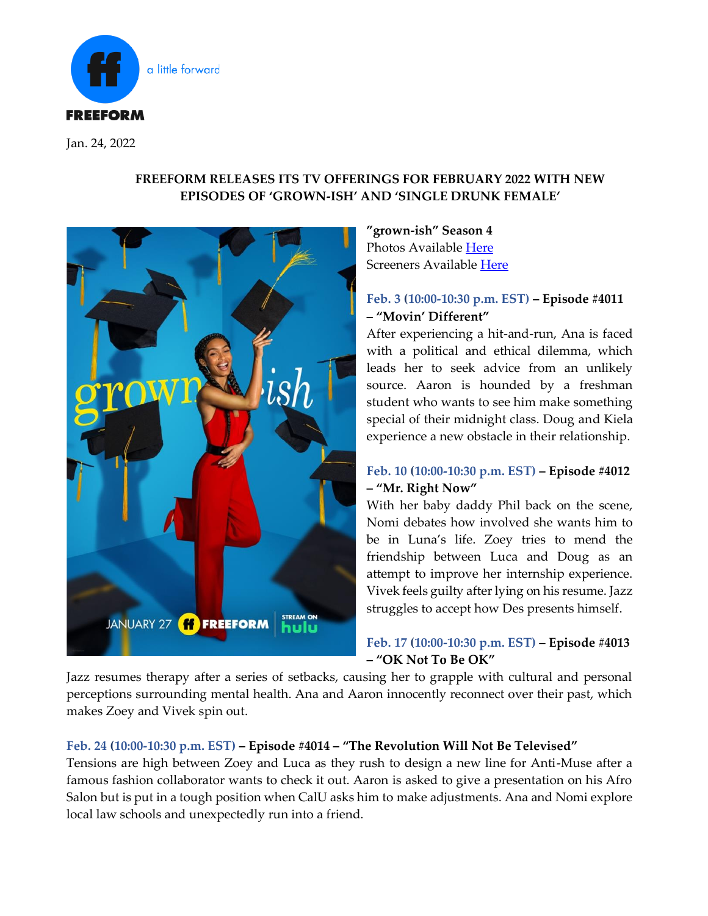FREEFORM

a little forward

Jan. 24, 2022

**FREEFORM RELEASES ITS TV OFFERINGS FOR FEBRUARY 2022 WITH NEW EPISODES OF 'GROWN-ISH' AND 'SINGLE DRUNK FEMALE'**

**"grown-ish" Season 4**
Photos Available Here
Screeners Available Here

**Feb. 3 (10:00-10:30 p.m. EST) – Episode #4011 – "Movin' Different"**
After experiencing a hit-and-run, Ana is faced with a political and ethical dilemma, which leads her to seek advice from an unlikely source. Aaron is hounded by a freshman student who wants to see him make something special of their midnight class. Doug and Kiela experience a new obstacle in their relationship.

**Feb. 10 (10:00-10:30 p.m. EST) – Episode #4012 – "Mr. Right Now"**
With her baby daddy Phil back on the scene, Nomi debates how involved she wants him to be in Luna's life. Zoey tries to mend the friendship between Luca and Doug as an attempt to improve her internship experience. Vivek feels guilty after lying on his resume. Jazz struggles to accept how Des presents himself.

**Feb. 17 (10:00-10:30 p.m. EST) – Episode #4013 – "OK Not To Be OK"**
Jazz resumes therapy after a series of setbacks, causing her to grapple with cultural and personal perceptions surrounding mental health. Ana and Aaron innocently reconnect over their past, which makes Zoey and Vivek spin out.

**Feb. 24 (10:00-10:30 p.m. EST) – Episode #4014 – "The Revolution Will Not Be Televised"**
Tensions are high between Zoey and Luca as they rush to design a new line for Anti-Muse after a famous fashion collaborator wants to check it out. Aaron is asked to give a presentation on his Afro Salon but is put in a tough position when CalU asks him to make adjustments. Ana and Nomi explore local law schools and unexpectedly run into a friend.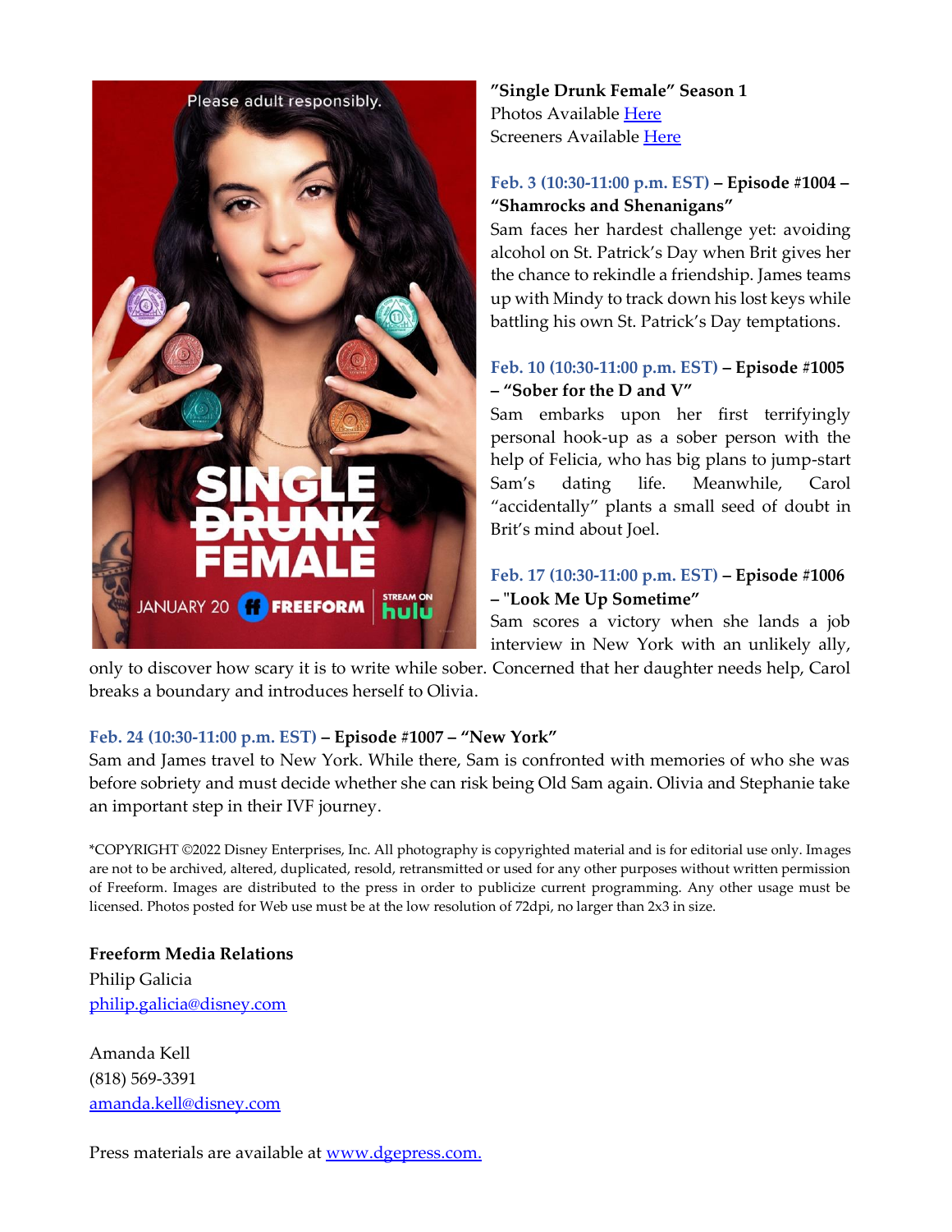**"Single Drunk Female" Season 1**
Photos Available [Here]
Screeners Available [Here]

**Feb. 3 (10:30-11:00 p.m. EST) – Episode #1004 – "Shamrocks and Shenanigans"**
Sam faces her hardest challenge yet: avoiding alcohol on St. Patrick's Day when Brit gives her the chance to rekindle a friendship. James teams up with Mindy to track down his lost keys while battling his own St. Patrick's Day temptations.

**Feb. 10 (10:30-11:00 p.m. EST) – Episode #1005 – "Sober for the D and V"**
Sam embarks upon her first terrifyingly personal hook-up as a sober person with the help of Felicia, who has big plans to jump-start Sam's dating life. Meanwhile, Carol "accidentally" plants a small seed of doubt in Brit's mind about Joel.

**Feb. 17 (10:30-11:00 p.m. EST) – Episode #1006 – "Look Me Up Sometime"**
Sam scores a victory when she lands a job interview in New York with an unlikely ally, only to discover how scary it is to write while sober. Concerned that her daughter needs help, Carol breaks a boundary and introduces herself to Olivia.

**Feb. 24 (10:30-11:00 p.m. EST) – Episode #1007 – "New York"**
Sam and James travel to New York. While there, Sam is confronted with memories of who she was before sobriety and must decide whether she can risk being Old Sam again. Olivia and Stephanie take an important step in their IVF journey.

*COPYRIGHT ©2022 Disney Enterprises, Inc. All photography is copyrighted material and is for editorial use only. Images are not to be archived, altered, duplicated, resold, retransmitted or used for any other purposes without written permission of Freeform. Images are distributed to the press in order to publicize current programming. Any other usage must be licensed. Photos posted for Web use must be at the low resolution of 72dpi, no larger than 2x3 in size.

**Freeform Media Relations**
Philip Galicia
philip.galicia@disney.com

Amanda Kell
(818) 569-3391
amanda.kell@disney.com

Press materials are available at www.dgepress.com.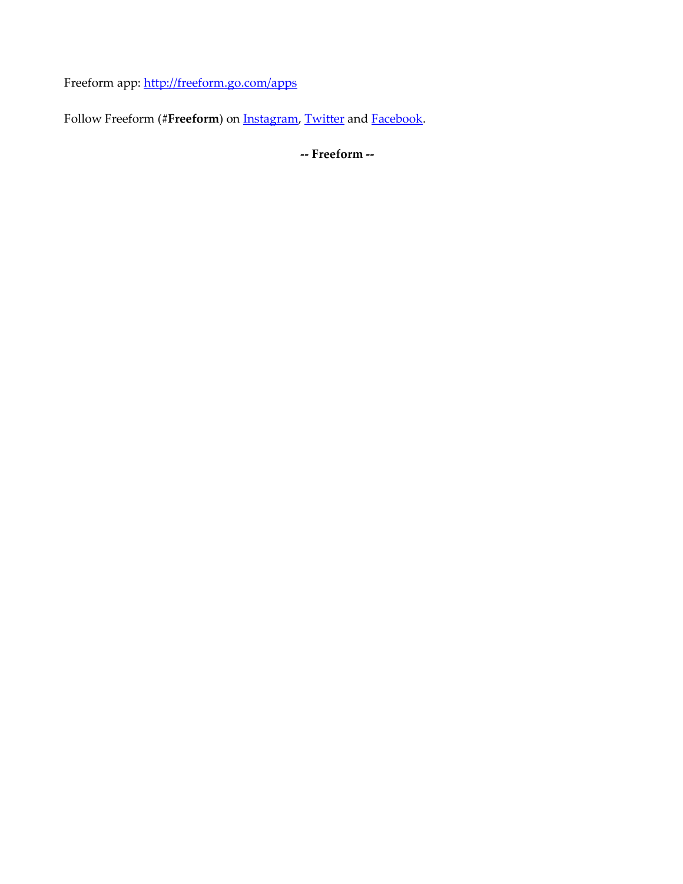Freeform app: [http://freeform.go.com/apps](http://freeform.go.com/apps)

Follow Freeform (#**Freeform**) on Instagram, Twitter and Facebook.

**-- Freeform --**